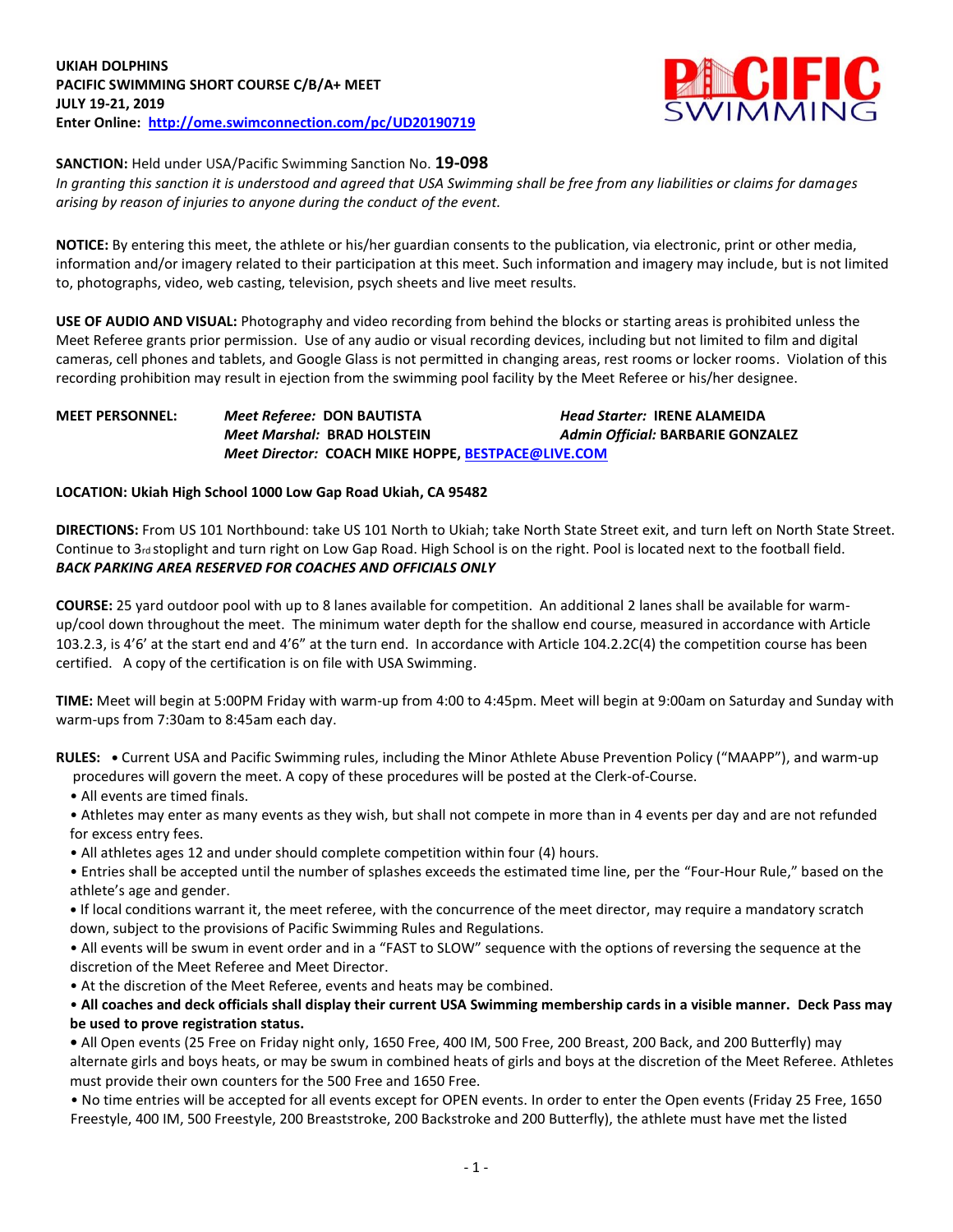**UKIAH DOLPHINS**
**PACIFIC SWIMMING SHORT COURSE C/B/A+ MEET**
**JULY 19-21, 2019**
**Enter Online: [http://ome.swimconnection.com/pc/UD20190719](http://ome.swimconnection.com/pc/UD20190719)**

**SANCTION:** Held under USA/Pacific Swimming Sanction No. **19-098**
*In granting this sanction it is understood and agreed that USA Swimming shall be free from any liabilities or claims for damages arising by reason of injuries to anyone during the conduct of the event.*

**NOTICE:** By entering this meet, the athlete or his/her guardian consents to the publication, via electronic, print or other media, information and/or imagery related to their participation at this meet. Such information and imagery may include, but is not limited to, photographs, video, web casting, television, psych sheets and live meet results.

**USE OF AUDIO AND VISUAL:** Photography and video recording from behind the blocks or starting areas is prohibited unless the Meet Referee grants prior permission. Use of any audio or visual recording devices, including but not limited to film and digital cameras, cell phones and tablets, and Google Glass is not permitted in changing areas, rest rooms or locker rooms. Violation of this recording prohibition may result in ejection from the swimming pool facility by the Meet Referee or his/her designee.

**MEET PERSONNEL:**
*Meet Referee:* **DON BAUTISTA**
*Head Starter:* **IRENE ALAMEIDA**
*Meet Marshal:* **BRAD HOLSTEIN**
*Admin Official:* **BARBARIE GONZALEZ**
*Meet Director:* **COACH MIKE HOPPE, [BESTPACE@LIVE.COM](mailto:BESTPACE@LIVE.COM)**

**LOCATION: Ukiah High School 1000 Low Gap Road Ukiah, CA 95482**

**DIRECTIONS:** From US 101 Northbound: take US 101 North to Ukiah; take North State Street exit, and turn left on North State Street. Continue to 3rd stoplight and turn right on Low Gap Road. High School is on the right. Pool is located next to the football field.
***BACK PARKING AREA RESERVED FOR COACHES AND OFFICIALS ONLY***

**COURSE:** 25 yard outdoor pool with up to 8 lanes available for competition. An additional 2 lanes shall be available for warm-up/cool down throughout the meet. The minimum water depth for the shallow end course, measured in accordance with Article 103.2.3, is 4'6' at the start end and 4'6" at the turn end. In accordance with Article 104.2.2C(4) the competition course has been certified. A copy of the certification is on file with USA Swimming.

**TIME:** Meet will begin at 5:00PM Friday with warm-up from 4:00 to 4:45pm. Meet will begin at 9:00am on Saturday and Sunday with warm-ups from 7:30am to 8:45am each day.

**RULES:**

- Current USA and Pacific Swimming rules, including the Minor Athlete Abuse Prevention Policy ("MAAPP"), and warm-up procedures will govern the meet. A copy of these procedures will be posted at the Clerk-of-Course.
- All events are timed finals.
- Athletes may enter as many events as they wish, but shall not compete in more than in 4 events per day and are not refunded for excess entry fees.
- All athletes ages 12 and under should complete competition within four (4) hours.
- Entries shall be accepted until the number of splashes exceeds the estimated time line, per the "Four-Hour Rule," based on the athlete's age and gender.
- If local conditions warrant it, the meet referee, with the concurrence of the meet director, may require a mandatory scratch down, subject to the provisions of Pacific Swimming Rules and Regulations.
- All events will be swum in event order and in a "FAST to SLOW" sequence with the options of reversing the sequence at the discretion of the Meet Referee and Meet Director.
- At the discretion of the Meet Referee, events and heats may be combined.
- **All coaches and deck officials shall display their current USA Swimming membership cards in a visible manner. Deck Pass may be used to prove registration status.**
- All Open events (25 Free on Friday night only, 1650 Free, 400 IM, 500 Free, 200 Breast, 200 Back, and 200 Butterfly) may alternate girls and boys heats, or may be swum in combined heats of girls and boys at the discretion of the Meet Referee. Athletes must provide their own counters for the 500 Free and 1650 Free.
- No time entries will be accepted for all events except for OPEN events. In order to enter the Open events (Friday 25 Free, 1650 Freestyle, 400 IM, 500 Freestyle, 200 Breaststroke, 200 Backstroke and 200 Butterfly), the athlete must have met the listed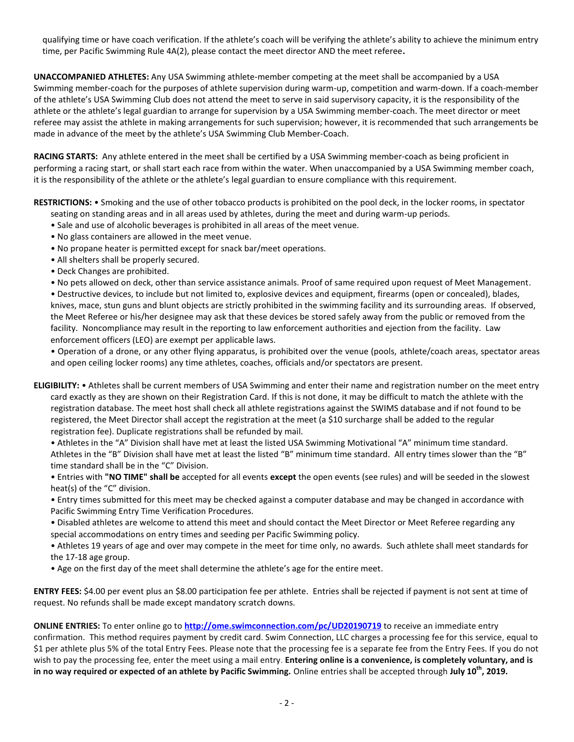qualifying time or have coach verification. If the athlete's coach will be verifying the athlete's ability to achieve the minimum entry time, per Pacific Swimming Rule 4A(2), please contact the meet director AND the meet referee**.**

**UNACCOMPANIED ATHLETES:** Any USA Swimming athlete-member competing at the meet shall be accompanied by a USA Swimming member-coach for the purposes of athlete supervision during warm-up, competition and warm-down. If a coach-member of the athlete's USA Swimming Club does not attend the meet to serve in said supervisory capacity, it is the responsibility of the athlete or the athlete's legal guardian to arrange for supervision by a USA Swimming member-coach. The meet director or meet referee may assist the athlete in making arrangements for such supervision; however, it is recommended that such arrangements be made in advance of the meet by the athlete's USA Swimming Club Member-Coach.

**RACING STARTS:** Any athlete entered in the meet shall be certified by a USA Swimming member-coach as being proficient in performing a racing start, or shall start each race from within the water. When unaccompanied by a USA Swimming member coach, it is the responsibility of the athlete or the athlete's legal guardian to ensure compliance with this requirement.

**RESTRICTIONS:**
- Smoking and the use of other tobacco products is prohibited on the pool deck, in the locker rooms, in spectator seating on standing areas and in all areas used by athletes, during the meet and during warm-up periods.
- Sale and use of alcoholic beverages is prohibited in all areas of the meet venue.
- No glass containers are allowed in the meet venue.
- No propane heater is permitted except for snack bar/meet operations.
- All shelters shall be properly secured.
- Deck Changes are prohibited.
- No pets allowed on deck, other than service assistance animals. Proof of same required upon request of Meet Management.
- Destructive devices, to include but not limited to, explosive devices and equipment, firearms (open or concealed), blades, knives, mace, stun guns and blunt objects are strictly prohibited in the swimming facility and its surrounding areas. If observed, the Meet Referee or his/her designee may ask that these devices be stored safely away from the public or removed from the facility. Noncompliance may result in the reporting to law enforcement authorities and ejection from the facility. Law enforcement officers (LEO) are exempt per applicable laws.
- Operation of a drone, or any other flying apparatus, is prohibited over the venue (pools, athlete/coach areas, spectator areas and open ceiling locker rooms) any time athletes, coaches, officials and/or spectators are present.

**ELIGIBILITY:**
- Athletes shall be current members of USA Swimming and enter their name and registration number on the meet entry card exactly as they are shown on their Registration Card. If this is not done, it may be difficult to match the athlete with the registration database. The meet host shall check all athlete registrations against the SWIMS database and if not found to be registered, the Meet Director shall accept the registration at the meet (a $10 surcharge shall be added to the regular registration fee). Duplicate registrations shall be refunded by mail.
- Athletes in the "A" Division shall have met at least the listed USA Swimming Motivational "A" minimum time standard. Athletes in the "B" Division shall have met at least the listed "B" minimum time standard. All entry times slower than the "B" time standard shall be in the "C" Division.
- Entries with **"NO TIME" shall be** accepted for all events **except** the open events (see rules) and will be seeded in the slowest heat(s) of the "C" division.
- Entry times submitted for this meet may be checked against a computer database and may be changed in accordance with Pacific Swimming Entry Time Verification Procedures.
- Disabled athletes are welcome to attend this meet and should contact the Meet Director or Meet Referee regarding any special accommodations on entry times and seeding per Pacific Swimming policy.
- Athletes 19 years of age and over may compete in the meet for time only, no awards. Such athlete shall meet standards for the 17-18 age group.
- Age on the first day of the meet shall determine the athlete's age for the entire meet.

**ENTRY FEES:** $4.00 per event plus an $8.00 participation fee per athlete. Entries shall be rejected if payment is not sent at time of request. No refunds shall be made except mandatory scratch downs.

**ONLINE ENTRIES:** To enter online go to **http://ome.swimconnection.com/pc/UD20190719** to receive an immediate entry confirmation. This method requires payment by credit card. Swim Connection, LLC charges a processing fee for this service, equal to $1 per athlete plus 5% of the total Entry Fees. Please note that the processing fee is a separate fee from the Entry Fees. If you do not wish to pay the processing fee, enter the meet using a mail entry. **Entering online is a convenience, is completely voluntary, and is in no way required or expected of an athlete by Pacific Swimming.** Online entries shall be accepted through **July 10th, 2019.**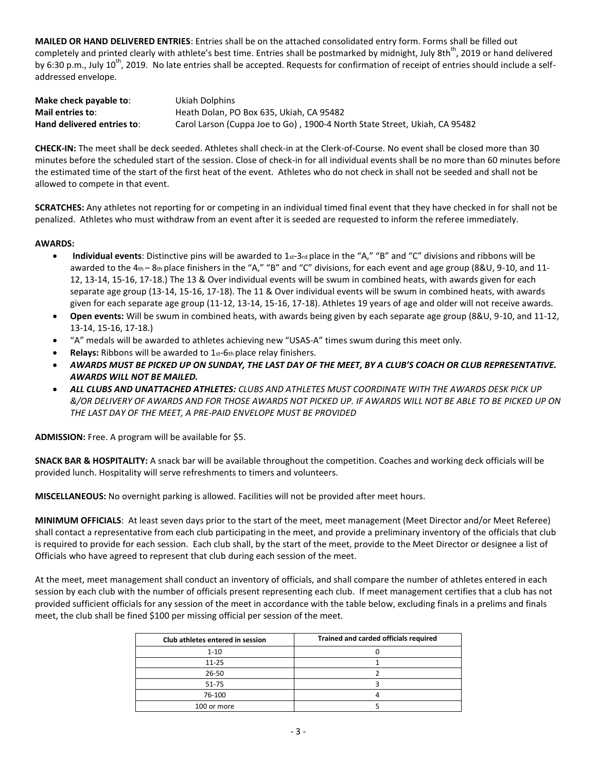**MAILED OR HAND DELIVERED ENTRIES**: Entries shall be on the attached consolidated entry form. Forms shall be filled out completely and printed clearly with athlete's best time. Entries shall be postmarked by midnight, July 8th$^{th}$, 2019 or hand delivered by 6:30 p.m., July 10$^{th}$, 2019. No late entries shall be accepted. Requests for confirmation of receipt of entries should include a self-addressed envelope.

**Make check payable to**: Ukiah Dolphins
**Mail entries to**: Heath Dolan, PO Box 635, Ukiah, CA 95482
**Hand delivered entries to**: Carol Larson (Cuppa Joe to Go) , 1900-4 North State Street, Ukiah, CA 95482

**CHECK-IN:** The meet shall be deck seeded. Athletes shall check-in at the Clerk-of-Course. No event shall be closed more than 30 minutes before the scheduled start of the session. Close of check-in for all individual events shall be no more than 60 minutes before the estimated time of the start of the first heat of the event. Athletes who do not check in shall not be seeded and shall not be allowed to compete in that event.

**SCRATCHES:** Any athletes not reporting for or competing in an individual timed final event that they have checked in for shall not be penalized. Athletes who must withdraw from an event after it is seeded are requested to inform the referee immediately.

**AWARDS:**

- **Individual events**: Distinctive pins will be awarded to 1st-3rd place in the "A," "B" and "C" divisions and ribbons will be awarded to the 4th – 8th place finishers in the "A," "B" and "C" divisions, for each event and age group (8&U, 9-10, and 11-12, 13-14, 15-16, 17-18.) The 13 & Over individual events will be swum in combined heats, with awards given for each separate age group (13-14, 15-16, 17-18). The 11 & Over individual events will be swum in combined heats, with awards given for each separate age group (11-12, 13-14, 15-16, 17-18). Athletes 19 years of age and older will not receive awards.
- **Open events:** Will be swum in combined heats, with awards being given by each separate age group (8&U, 9-10, and 11-12, 13-14, 15-16, 17-18.)
- "A" medals will be awarded to athletes achieving new "USAS-A" times swum during this meet only.
- **Relays:** Ribbons will be awarded to 1st-6th place relay finishers.
- ***AWARDS MUST BE PICKED UP ON SUNDAY, THE LAST DAY OF THE MEET, BY A CLUB'S COACH OR CLUB REPRESENTATIVE. AWARDS WILL NOT BE MAILED.***
- ***ALL CLUBS AND UNATTACHED ATHLETES:*** *CLUBS AND ATHLETES MUST COORDINATE WITH THE AWARDS DESK PICK UP &/OR DELIVERY OF AWARDS AND FOR THOSE AWARDS NOT PICKED UP. IF AWARDS WILL NOT BE ABLE TO BE PICKED UP ON THE LAST DAY OF THE MEET, A PRE-PAID ENVELOPE MUST BE PROVIDED*

**ADMISSION:** Free. A program will be available for $5.

**SNACK BAR & HOSPITALITY:** A snack bar will be available throughout the competition. Coaches and working deck officials will be provided lunch. Hospitality will serve refreshments to timers and volunteers.

**MISCELLANEOUS:** No overnight parking is allowed. Facilities will not be provided after meet hours.

**MINIMUM OFFICIALS**: At least seven days prior to the start of the meet, meet management (Meet Director and/or Meet Referee) shall contact a representative from each club participating in the meet, and provide a preliminary inventory of the officials that club is required to provide for each session. Each club shall, by the start of the meet, provide to the Meet Director or designee a list of Officials who have agreed to represent that club during each session of the meet.

At the meet, meet management shall conduct an inventory of officials, and shall compare the number of athletes entered in each session by each club with the number of officials present representing each club. If meet management certifies that a club has not provided sufficient officials for any session of the meet in accordance with the table below, excluding finals in a prelims and finals meet, the club shall be fined $100 per missing official per session of the meet.

| Club athletes entered in session | Trained and carded officials required |
|---|---|
| 1-10 | 0 |
| 11-25 | 1 |
| 26-50 | 2 |
| 51-75 | 3 |
| 76-100 | 4 |
| 100 or more | 5 |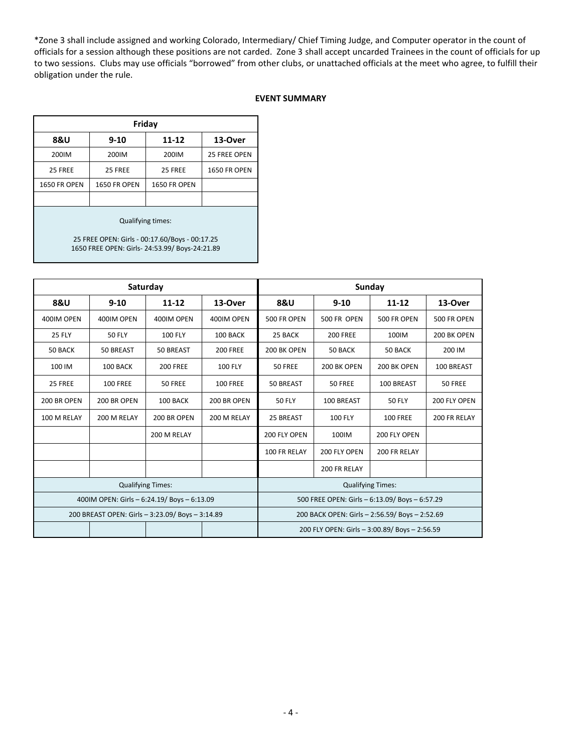*Zone 3 shall include assigned and working Colorado, Intermediary/ Chief Timing Judge, and Computer operator in the count of officials for a session although these positions are not carded. Zone 3 shall accept uncarded Trainees in the count of officials for up to two sessions. Clubs may use officials "borrowed" from other clubs, or unattached officials at the meet who agree, to fulfill their obligation under the rule.

## EVENT SUMMARY

| Friday | | | |
|---|---|---|---|
| **8&U** | **9-10** | **11-12** | **13-Over** |
| 200IM | 200IM | 200IM | 25 FREE OPEN |
| 25 FREE | 25 FREE | 25 FREE | 1650 FR OPEN |
| 1650 FR OPEN | 1650 FR OPEN | 1650 FR OPEN | |
| | | | |
| Qualifying times: 25 FREE OPEN: Girls - 00:17.60/Boys - 00:17.25 1650 FREE OPEN: Girls- 24:53.99/ Boys-24:21.89 | | | |

| Saturday | | | | Sunday | | | |
|---|---|---|---|---|---|---|---|
| **8&U** | **9-10** | **11-12** | **13-Over** | **8&U** | **9-10** | **11-12** | **13-Over** |
| 400IM OPEN | 400IM OPEN | 400IM OPEN | 400IM OPEN | 500 FR OPEN | 500 FR OPEN | 500 FR OPEN | 500 FR OPEN |
| 25 FLY | 50 FLY | 100 FLY | 100 BACK | 25 BACK | 200 FREE | 100IM | 200 BK OPEN |
| 50 BACK | 50 BREAST | 50 BREAST | 200 FREE | 200 BK OPEN | 50 BACK | 50 BACK | 200 IM |
| 100 IM | 100 BACK | 200 FREE | 100 FLY | 50 FREE | 200 BK OPEN | 200 BK OPEN | 100 BREAST |
| 25 FREE | 100 FREE | 50 FREE | 100 FREE | 50 BREAST | 50 FREE | 100 BREAST | 50 FREE |
| 200 BR OPEN | 200 BR OPEN | 100 BACK | 200 BR OPEN | 50 FLY | 100 BREAST | 50 FLY | 200 FLY OPEN |
| 100 M RELAY | 200 M RELAY | 200 BR OPEN | 200 M RELAY | 25 BREAST | 100 FLY | 100 FREE | 200 FR RELAY |
| | | 200 M RELAY | | 200 FLY OPEN | 100IM | 200 FLY OPEN | |
| | | | | 100 FR RELAY | 200 FLY OPEN | 200 FR RELAY | |
| | | | | | 200 FR RELAY | | |
| Qualifying Times: | | | | Qualifying Times: | | | |
| 400IM OPEN: Girls – 6:24.19/ Boys – 6:13.09 | | | | 500 FREE OPEN: Girls – 6:13.09/ Boys – 6:57.29 | | | |
| 200 BREAST OPEN: Girls – 3:23.09/ Boys – 3:14.89 | | | | 200 BACK OPEN: Girls – 2:56.59/ Boys – 2:52.69 | | | |
| | | | | 200 FLY OPEN: Girls – 3:00.89/ Boys – 2:56.59 | | | |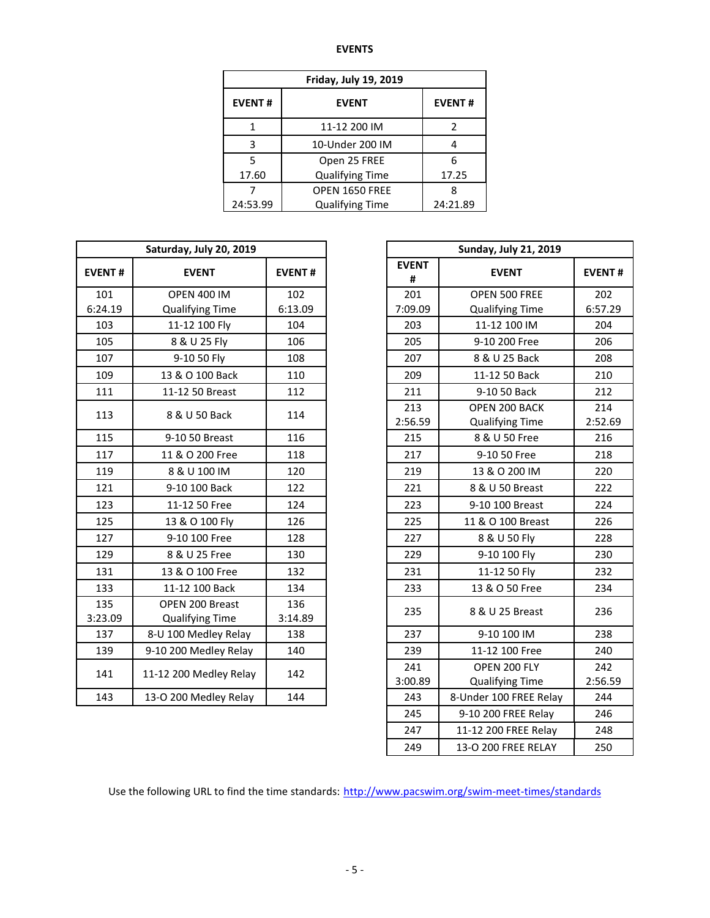**EVENTS**

| Friday, July 19, 2019 | | |
|---|---|---|
| **EVENT #** | **EVENT** | **EVENT #** |
| 1 | 11-12 200 IM | 2 |
| 3 | 10-Under 200 IM | 4 |
| 5<br>17.60 | Open 25 FREE<br>Qualifying Time | 6<br>17.25 |
| 7<br>24:53.99 | OPEN 1650 FREE<br>Qualifying Time | 8<br>24:21.89 |

| Saturday, July 20, 2019 | | |
|---|---|---|
| **EVENT #** | **EVENT** | **EVENT #** |
| 101<br>6:24.19 | OPEN 400 IM<br>Qualifying Time | 102<br>6:13.09 |
| 103 | 11-12 100 Fly | 104 |
| 105 | 8 & U 25 Fly | 106 |
| 107 | 9-10 50 Fly | 108 |
| 109 | 13 & O 100 Back | 110 |
| 111 | 11-12 50 Breast | 112 |
| 113 | 8 & U 50 Back | 114 |
| 115 | 9-10 50 Breast | 116 |
| 117 | 11 & O 200 Free | 118 |
| 119 | 8 & U 100 IM | 120 |
| 121 | 9-10 100 Back | 122 |
| 123 | 11-12 50 Free | 124 |
| 125 | 13 & O 100 Fly | 126 |
| 127 | 9-10 100 Free | 128 |
| 129 | 8 & U 25 Free | 130 |
| 131 | 13 & O 100 Free | 132 |
| 133 | 11-12 100 Back | 134 |
| 135<br>3:23.09 | OPEN 200 Breast<br>Qualifying Time | 136<br>3:14.89 |
| 137 | 8-U 100 Medley Relay | 138 |
| 139 | 9-10 200 Medley Relay | 140 |
| 141 | 11-12 200 Medley Relay | 142 |
| 143 | 13-O 200 Medley Relay | 144 |

| Sunday, July 21, 2019 | | |
|---|---|---|
| **EVENT #** | **EVENT** | **EVENT #** |
| 201<br>7:09.09 | OPEN 500 FREE<br>Qualifying Time | 202<br>6:57.29 |
| 203 | 11-12 100 IM | 204 |
| 205 | 9-10 200 Free | 206 |
| 207 | 8 & U 25 Back | 208 |
| 209 | 11-12 50 Back | 210 |
| 211 | 9-10 50 Back | 212 |
| 213<br>2:56.59 | OPEN 200 BACK<br>Qualifying Time | 214<br>2:52.69 |
| 215 | 8 & U 50 Free | 216 |
| 217 | 9-10 50 Free | 218 |
| 219 | 13 & O 200 IM | 220 |
| 221 | 8 & U 50 Breast | 222 |
| 223 | 9-10 100 Breast | 224 |
| 225 | 11 & O 100 Breast | 226 |
| 227 | 8 & U 50 Fly | 228 |
| 229 | 9-10 100 Fly | 230 |
| 231 | 11-12 50 Fly | 232 |
| 233 | 13 & O 50 Free | 234 |
| 235 | 8 & U 25 Breast | 236 |
| 237 | 9-10 100 IM | 238 |
| 239 | 11-12 100 Free | 240 |
| 241<br>3:00.89 | OPEN 200 FLY<br>Qualifying Time | 242<br>2:56.59 |
| 243 | 8-Under 100 FREE Relay | 244 |
| 245 | 9-10 200 FREE Relay | 246 |
| 247 | 11-12 200 FREE Relay | 248 |
| 249 | 13-O 200 FREE RELAY | 250 |

Use the following URL to find the time standards: http://www.pacswim.org/swim-meet-times/standards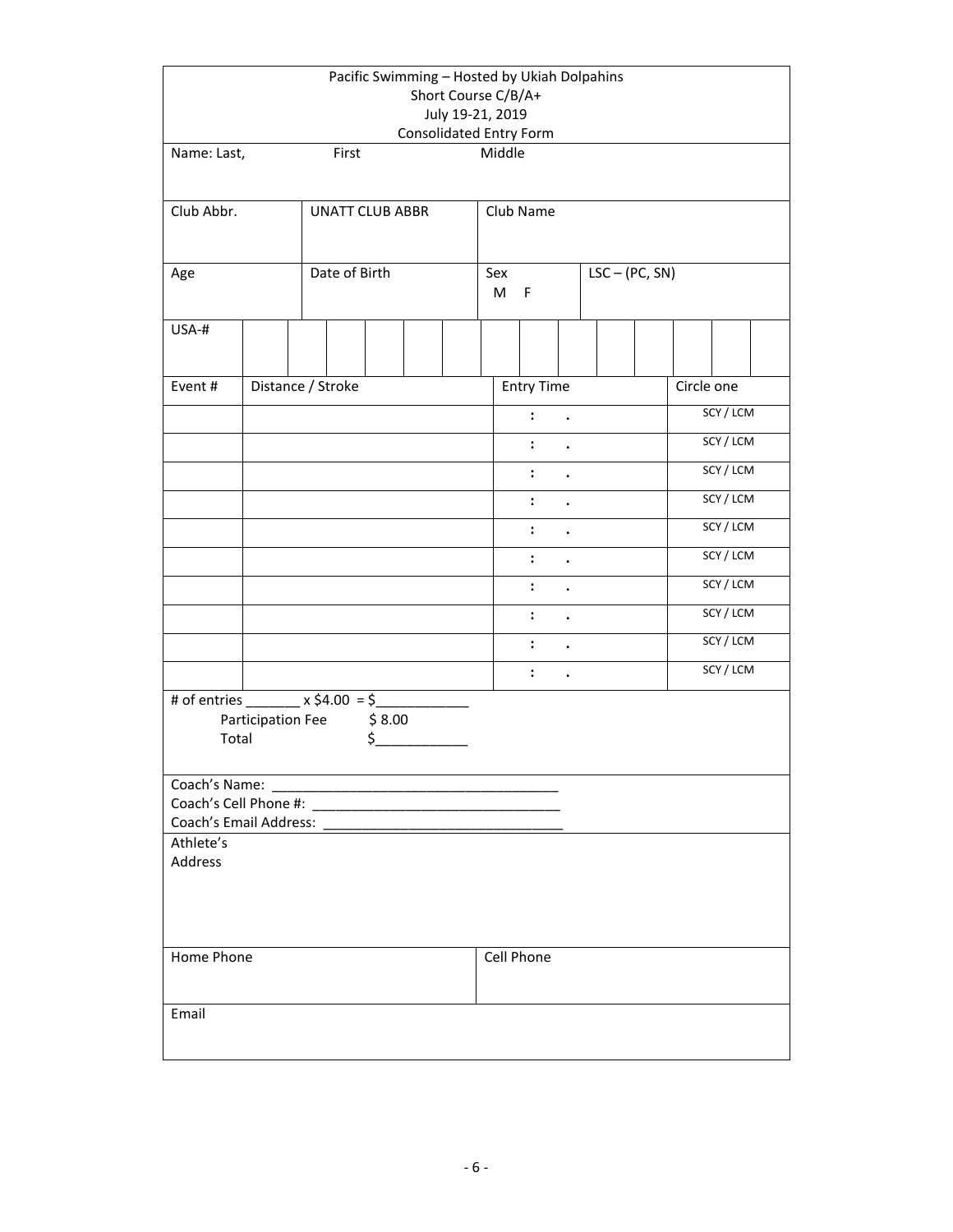Pacific Swimming – Hosted by Ukiah Dolpahins
Short Course C/B/A+
July 19-21, 2019
Consolidated Entry Form

| | | | |
|---|---|---|---|
| Name: Last, | First | Middle | |
| Club Abbr. | UNATT CLUB ABBR | Club Name | |
| Age | Date of Birth | Sex<br>M F | LSC – (PC, SN) |

| | | | | | | | | | | | | | |
|---|---|---|---|---|---|---|---|---|---|---|---|---|---|
| USA-# | | | | | | | | | | | | | |

| Event # | Distance / Stroke | Entry Time | Circle one |
|---|---|---|---|
| | | : . | SCY / LCM |
| | | : . | SCY / LCM |
| | | : . | SCY / LCM |
| | | : . | SCY / LCM |
| | | : . | SCY / LCM |
| | | : . | SCY / LCM |
| | | : . | SCY / LCM |
| | | : . | SCY / LCM |
| | | : . | SCY / LCM |
| | | : . | SCY / LCM |

# of entries _______ x $4.00 = $____________
Participation Fee $ 8.00
Total $____________

Coach's Name: ____________________________________
Coach's Cell Phone #: _______________________________
Coach's Email Address: _______________________________

Athlete's
Address

| | |
|---|---|
| Home Phone | Cell Phone |

Email